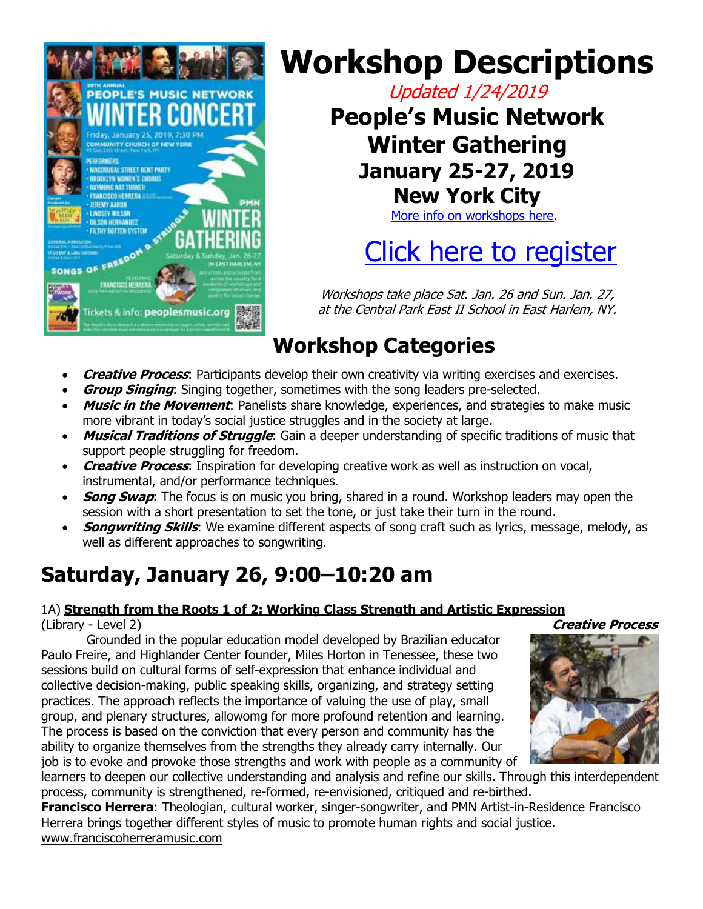# Workshop Descriptions

*Updated 1/24/2019*

**People's Music Network Winter Gathering**
**January 25-27, 2019**
**New York City**

More info on workshops here.

## Click here to register

*Workshops take place Sat. Jan. 26 and Sun. Jan. 27, at the Central Park East II School in East Harlem, NY.*

## Workshop Categories

- ***Creative Process***: Participants develop their own creativity via writing exercises and exercises.
- ***Group Singing***: Singing together, sometimes with the song leaders pre-selected.
- ***Music in the Movement***: Panelists share knowledge, experiences, and strategies to make music more vibrant in today's social justice struggles and in the society at large.
- ***Musical Traditions of Struggle***: Gain a deeper understanding of specific traditions of music that support people struggling for freedom.
- ***Creative Process***: Inspiration for developing creative work as well as instruction on vocal, instrumental, and/or performance techniques.
- ***Song Swap***: The focus is on music you bring, shared in a round. Workshop leaders may open the session with a short presentation to set the tone, or just take their turn in the round.
- ***Songwriting Skills***: We examine different aspects of song craft such as lyrics, message, melody, as well as different approaches to songwriting.

## Saturday, January 26, 9:00–10:20 am

1A) **Strength from the Roots 1 of 2: Working Class Strength and Artistic Expression**
(Library - Level 2) ***Creative Process***

Grounded in the popular education model developed by Brazilian educator Paulo Freire, and Highlander Center founder, Miles Horton in Tenessee, these two sessions build on cultural forms of self-expression that enhance individual and collective decision-making, public speaking skills, organizing, and strategy setting practices. The approach reflects the importance of valuing the use of play, small group, and plenary structures, allowomg for more profound retention and learning. The process is based on the conviction that every person and community has the ability to organize themselves from the strengths they already carry internally. Our job is to evoke and provoke those strengths and work with people as a community of learners to deepen our collective understanding and analysis and refine our skills. Through this interdependent process, community is strengthened, re-formed, re-envisioned, critiqued and re-birthed.

**Francisco Herrera**: Theologian, cultural worker, singer-songwriter, and PMN Artist-in-Residence Francisco Herrera brings together different styles of music to promote human rights and social justice.
www.franciscoherreramusic.com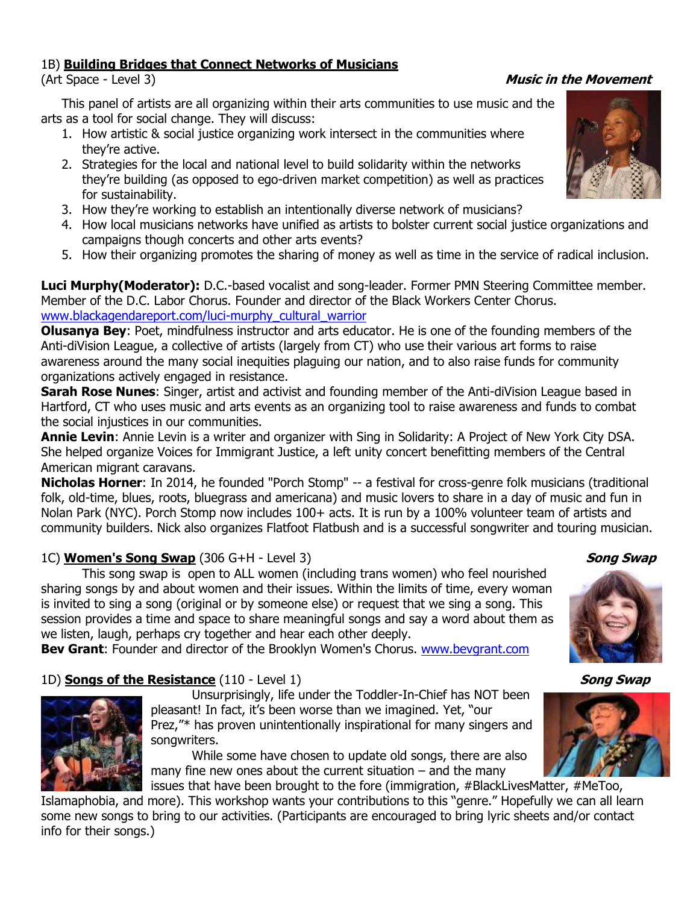### 1B) **Building Bridges that Connect Networks of Musicians**

(Art Space - Level 3) ***Music in the Movement***

This panel of artists are all organizing within their arts communities to use music and the arts as a tool for social change. They will discuss:

1. How artistic & social justice organizing work intersect in the communities where they're active.
2. Strategies for the local and national level to build solidarity within the networks they're building (as opposed to ego-driven market competition) as well as practices for sustainability.
3. How they're working to establish an intentionally diverse network of musicians?
4. How local musicians networks have unified as artists to bolster current social justice organizations and campaigns though concerts and other arts events?
5. How their organizing promotes the sharing of money as well as time in the service of radical inclusion.

**Luci Murphy(Moderator):** D.C.-based vocalist and song-leader. Former PMN Steering Committee member. Member of the D.C. Labor Chorus. Founder and director of the Black Workers Center Chorus. www.blackagendareport.com/luci-murphy_cultural_warrior

**Olusanya Bey**: Poet, mindfulness instructor and arts educator. He is one of the founding members of the Anti-diVision League, a collective of artists (largely from CT) who use their various art forms to raise awareness around the many social inequities plaguing our nation, and to also raise funds for community organizations actively engaged in resistance.

**Sarah Rose Nunes**: Singer, artist and activist and founding member of the Anti-diVision League based in Hartford, CT who uses music and arts events as an organizing tool to raise awareness and funds to combat the social injustices in our communities.

**Annie Levin**: Annie Levin is a writer and organizer with Sing in Solidarity: A Project of New York City DSA. She helped organize Voices for Immigrant Justice, a left unity concert benefitting members of the Central American migrant caravans.

**Nicholas Horner**: In 2014, he founded "Porch Stomp" -- a festival for cross-genre folk musicians (traditional folk, old-time, blues, roots, bluegrass and americana) and music lovers to share in a day of music and fun in Nolan Park (NYC). Porch Stomp now includes 100+ acts. It is run by a 100% volunteer team of artists and community builders. Nick also organizes Flatfoot Flatbush and is a successful songwriter and touring musician.

### 1C) **Women's Song Swap** (306 G+H - Level 3) ***Song Swap***

This song swap is open to ALL women (including trans women) who feel nourished sharing songs by and about women and their issues. Within the limits of time, every woman is invited to sing a song (original or by someone else) or request that we sing a song. This session provides a time and space to share meaningful songs and say a word about them as we listen, laugh, perhaps cry together and hear each other deeply.

**Bev Grant**: Founder and director of the Brooklyn Women's Chorus. www.bevgrant.com

### 1D) **Songs of the Resistance** (110 - Level 1) ***Song Swap***

Unsurprisingly, life under the Toddler-In-Chief has NOT been pleasant! In fact, it's been worse than we imagined. Yet, "our Prez,"* has proven unintentionally inspirational for many singers and songwriters.

While some have chosen to update old songs, there are also many fine new ones about the current situation – and the many issues that have been brought to the fore (immigration, #BlackLivesMatter, #MeToo, Islamaphobia, and more). This workshop wants your contributions to this "genre." Hopefully we can all learn some new songs to bring to our activities. (Participants are encouraged to bring lyric sheets and/or contact info for their songs.)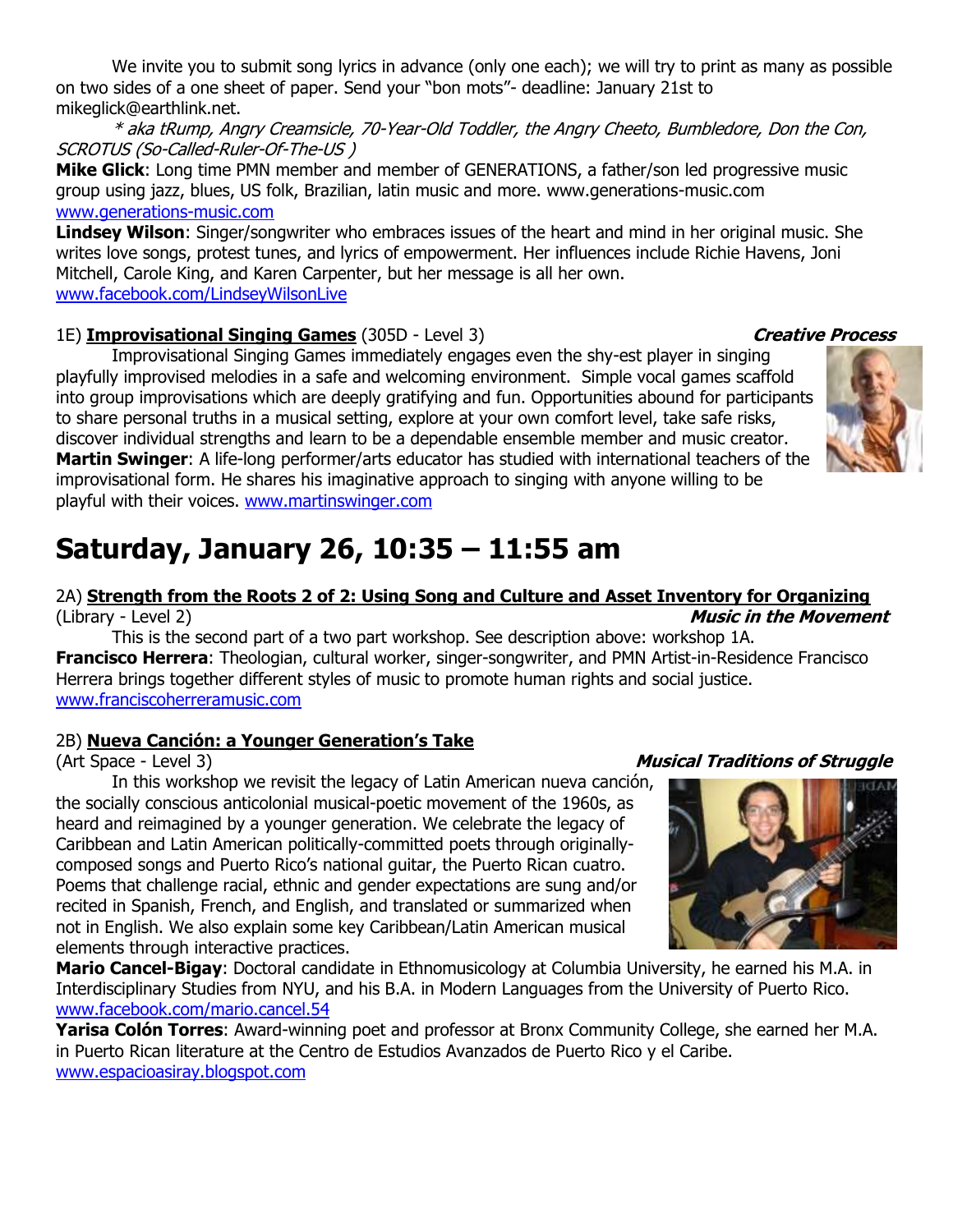We invite you to submit song lyrics in advance (only one each); we will try to print as many as possible on two sides of a one sheet of paper. Send your "bon mots"- deadline: January 21st to mikeglick@earthlink.net.

*\* aka tRump, Angry Creamsicle, 70-Year-Old Toddler, the Angry Cheeto, Bumbledore, Don the Con, SCROTUS (So-Called-Ruler-Of-The-US )*

**Mike Glick**: Long time PMN member and member of GENERATIONS, a father/son led progressive music group using jazz, blues, US folk, Brazilian, latin music and more. www.generations-music.com www.generations-music.com

**Lindsey Wilson**: Singer/songwriter who embraces issues of the heart and mind in her original music. She writes love songs, protest tunes, and lyrics of empowerment. Her influences include Richie Havens, Joni Mitchell, Carole King, and Karen Carpenter, but her message is all her own. www.facebook.com/LindseyWilsonLive

1E) **Improvisational Singing Games** (305D - Level 3) ***Creative Process***

Improvisational Singing Games immediately engages even the shy-est player in singing playfully improvised melodies in a safe and welcoming environment. Simple vocal games scaffold into group improvisations which are deeply gratifying and fun. Opportunities abound for participants to share personal truths in a musical setting, explore at your own comfort level, take safe risks, discover individual strengths and learn to be a dependable ensemble member and music creator.

**Martin Swinger**: A life-long performer/arts educator has studied with international teachers of the improvisational form. He shares his imaginative approach to singing with anyone willing to be playful with their voices. www.martinswinger.com

# Saturday, January 26, 10:35 – 11:55 am

2A) **Strength from the Roots 2 of 2: Using Song and Culture and Asset Inventory for Organizing** (Library - Level 2) ***Music in the Movement***

This is the second part of a two part workshop. See description above: workshop 1A.

**Francisco Herrera**: Theologian, cultural worker, singer-songwriter, and PMN Artist-in-Residence Francisco Herrera brings together different styles of music to promote human rights and social justice. www.franciscoherreramusic.com

2B) **Nueva Canción: a Younger Generation's Take** (Art Space - Level 3) ***Musical Traditions of Struggle***

In this workshop we revisit the legacy of Latin American nueva canción, the socially conscious anticolonial musical-poetic movement of the 1960s, as heard and reimagined by a younger generation. We celebrate the legacy of Caribbean and Latin American politically-committed poets through originally-composed songs and Puerto Rico's national guitar, the Puerto Rican cuatro. Poems that challenge racial, ethnic and gender expectations are sung and/or recited in Spanish, French, and English, and translated or summarized when not in English. We also explain some key Caribbean/Latin American musical elements through interactive practices.

**Mario Cancel-Bigay**: Doctoral candidate in Ethnomusicology at Columbia University, he earned his M.A. in Interdisciplinary Studies from NYU, and his B.A. in Modern Languages from the University of Puerto Rico. www.facebook.com/mario.cancel.54

**Yarisa Colón Torres**: Award-winning poet and professor at Bronx Community College, she earned her M.A. in Puerto Rican literature at the Centro de Estudios Avanzados de Puerto Rico y el Caribe. www.espacioasiray.blogspot.com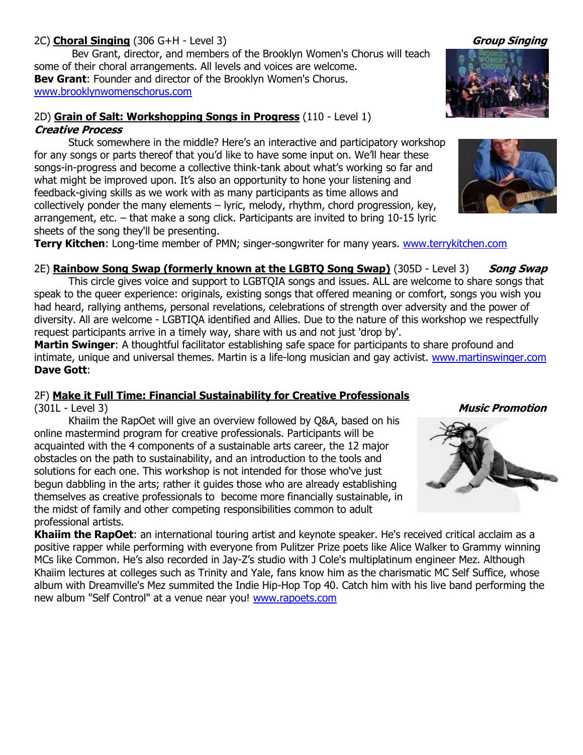2C) **Choral Singing** (306 G+H - Level 3) ***Group Singing***

Bev Grant, director, and members of the Brooklyn Women's Chorus will teach some of their choral arrangements. All levels and voices are welcome.

**Bev Grant**: Founder and director of the Brooklyn Women's Chorus. www.brooklynwomenschorus.com

2D) **Grain of Salt: Workshopping Songs in Progress** (110 - Level 1)
***Creative Process***

Stuck somewhere in the middle? Here's an interactive and participatory workshop for any songs or parts thereof that you'd like to have some input on. We'll hear these songs-in-progress and become a collective think-tank about what's working so far and what might be improved upon. It's also an opportunity to hone your listening and feedback-giving skills as we work with as many participants as time allows and collectively ponder the many elements – lyric, melody, rhythm, chord progression, key, arrangement, etc. – that make a song click. Participants are invited to bring 10-15 lyric sheets of the song they'll be presenting.

**Terry Kitchen**: Long-time member of PMN; singer-songwriter for many years. www.terrykitchen.com

2E) **Rainbow Song Swap (formerly known at the LGBTQ Song Swap)** (305D - Level 3) ***Song Swap***

This circle gives voice and support to LGBTQIA songs and issues. ALL are welcome to share songs that speak to the queer experience: originals, existing songs that offered meaning or comfort, songs you wish you had heard, rallying anthems, personal revelations, celebrations of strength over adversity and the power of diversity. All are welcome - LGBTIQA identified and Allies. Due to the nature of this workshop we respectfully request participants arrive in a timely way, share with us and not just 'drop by'.

**Martin Swinger**: A thoughtful facilitator establishing safe space for participants to share profound and intimate, unique and universal themes. Martin is a life-long musician and gay activist. www.martinswinger.com
**Dave Gott**:

2F) **Make it Full Time: Financial Sustainability for Creative Professionals** (301L - Level 3) ***Music Promotion***

Khaiim the RapOet will give an overview followed by Q&A, based on his online mastermind program for creative professionals. Participants will be acquainted with the 4 components of a sustainable arts career, the 12 major obstacles on the path to sustainability, and an introduction to the tools and solutions for each one. This workshop is not intended for those who've just begun dabbling in the arts; rather it guides those who are already establishing themselves as creative professionals to become more financially sustainable, in the midst of family and other competing responsibilities common to adult professional artists.

**Khaiim the RapOet**: an international touring artist and keynote speaker. He's received critical acclaim as a positive rapper while performing with everyone from Pulitzer Prize poets like Alice Walker to Grammy winning MCs like Common. He's also recorded in Jay-Z's studio with J Cole's multiplatinum engineer Mez. Although Khaiim lectures at colleges such as Trinity and Yale, fans know him as the charismatic MC Self Suffice, whose album with Dreamville's Mez summited the Indie Hip-Hop Top 40. Catch him with his live band performing the new album "Self Control" at a venue near you! www.rapoets.com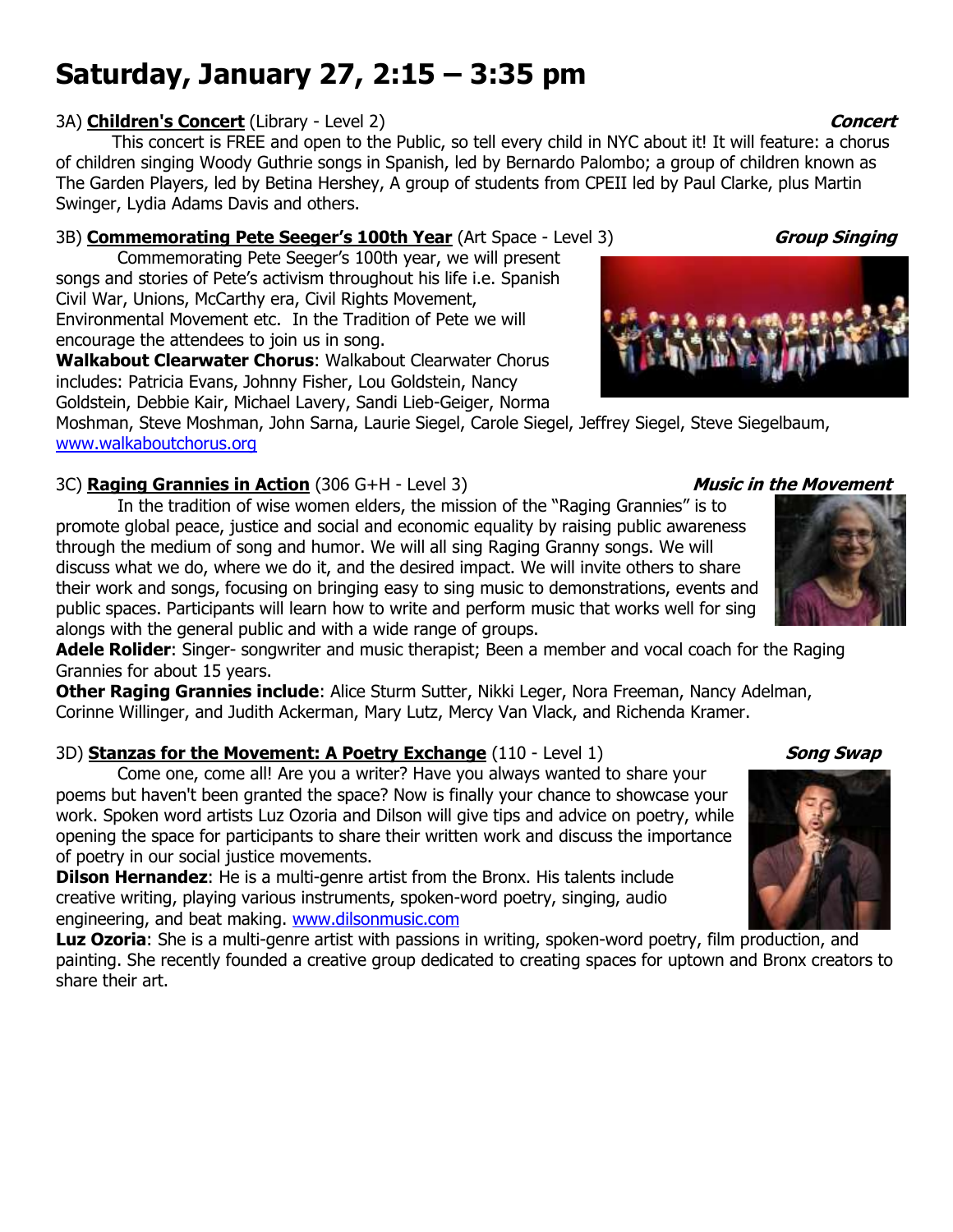# Saturday, January 27, 2:15 – 3:35 pm

3A) **Children's Concert** (Library - Level 2) ***Concert***

This concert is FREE and open to the Public, so tell every child in NYC about it! It will feature: a chorus of children singing Woody Guthrie songs in Spanish, led by Bernardo Palombo; a group of children known as The Garden Players, led by Betina Hershey, A group of students from CPEII led by Paul Clarke, plus Martin Swinger, Lydia Adams Davis and others.

3B) **Commemorating Pete Seeger's 100th Year** (Art Space - Level 3) ***Group Singing***

Commemorating Pete Seeger's 100th year, we will present songs and stories of Pete's activism throughout his life i.e. Spanish Civil War, Unions, McCarthy era, Civil Rights Movement, Environmental Movement etc. In the Tradition of Pete we will encourage the attendees to join us in song.

**Walkabout Clearwater Chorus**: Walkabout Clearwater Chorus includes: Patricia Evans, Johnny Fisher, Lou Goldstein, Nancy Goldstein, Debbie Kair, Michael Lavery, Sandi Lieb-Geiger, Norma Moshman, Steve Moshman, John Sarna, Laurie Siegel, Carole Siegel, Jeffrey Siegel, Steve Siegelbaum, www.walkaboutchorus.org

3C) **Raging Grannies in Action** (306 G+H - Level 3) ***Music in the Movement***

In the tradition of wise women elders, the mission of the "Raging Grannies" is to promote global peace, justice and social and economic equality by raising public awareness through the medium of song and humor. We will all sing Raging Granny songs. We will discuss what we do, where we do it, and the desired impact. We will invite others to share their work and songs, focusing on bringing easy to sing music to demonstrations, events and public spaces. Participants will learn how to write and perform music that works well for sing alongs with the general public and with a wide range of groups.

**Adele Rolider**: Singer- songwriter and music therapist; Been a member and vocal coach for the Raging Grannies for about 15 years.

**Other Raging Grannies include**: Alice Sturm Sutter, Nikki Leger, Nora Freeman, Nancy Adelman, Corinne Willinger, and Judith Ackerman, Mary Lutz, Mercy Van Vlack, and Richenda Kramer.

3D) **Stanzas for the Movement: A Poetry Exchange** (110 - Level 1) ***Song Swap***

Come one, come all! Are you a writer? Have you always wanted to share your poems but haven't been granted the space? Now is finally your chance to showcase your work. Spoken word artists Luz Ozoria and Dilson will give tips and advice on poetry, while opening the space for participants to share their written work and discuss the importance of poetry in our social justice movements.

**Dilson Hernandez**: He is a multi-genre artist from the Bronx. His talents include creative writing, playing various instruments, spoken-word poetry, singing, audio engineering, and beat making. www.dilsonmusic.com

**Luz Ozoria**: She is a multi-genre artist with passions in writing, spoken-word poetry, film production, and painting. She recently founded a creative group dedicated to creating spaces for uptown and Bronx creators to share their art.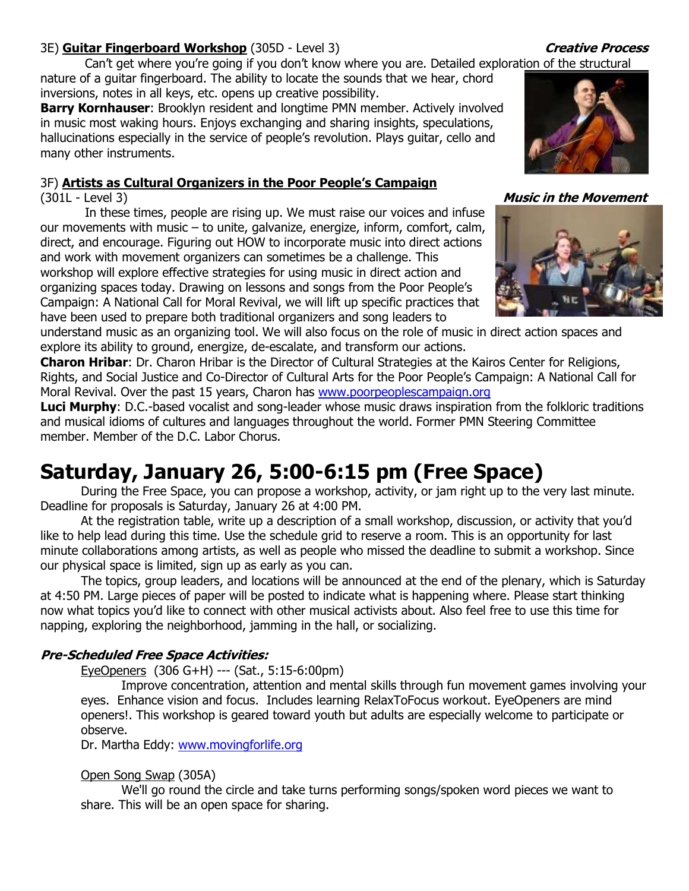3E) **Guitar Fingerboard Workshop** (305D - Level 3) ***Creative Process***

Can't get where you're going if you don't know where you are. Detailed exploration of the structural nature of a guitar fingerboard. The ability to locate the sounds that we hear, chord inversions, notes in all keys, etc. opens up creative possibility.

**Barry Kornhauser**: Brooklyn resident and longtime PMN member. Actively involved in music most waking hours. Enjoys exchanging and sharing insights, speculations, hallucinations especially in the service of people's revolution. Plays guitar, cello and many other instruments.

3F) **Artists as Cultural Organizers in the Poor People's Campaign** (301L - Level 3) ***Music in the Movement***

In these times, people are rising up. We must raise our voices and infuse our movements with music – to unite, galvanize, energize, inform, comfort, calm, direct, and encourage. Figuring out HOW to incorporate music into direct actions and work with movement organizers can sometimes be a challenge. This workshop will explore effective strategies for using music in direct action and organizing spaces today. Drawing on lessons and songs from the Poor People's Campaign: A National Call for Moral Revival, we will lift up specific practices that have been used to prepare both traditional organizers and song leaders to understand music as an organizing tool. We will also focus on the role of music in direct action spaces and explore its ability to ground, energize, de-escalate, and transform our actions.

**Charon Hribar**: Dr. Charon Hribar is the Director of Cultural Strategies at the Kairos Center for Religions, Rights, and Social Justice and Co-Director of Cultural Arts for the Poor People's Campaign: A National Call for Moral Revival. Over the past 15 years, Charon has www.poorpeoplescampaign.org

**Luci Murphy**: D.C.-based vocalist and song-leader whose music draws inspiration from the folkloric traditions and musical idioms of cultures and languages throughout the world. Former PMN Steering Committee member. Member of the D.C. Labor Chorus.

# Saturday, January 26, 5:00-6:15 pm (Free Space)

During the Free Space, you can propose a workshop, activity, or jam right up to the very last minute. Deadline for proposals is Saturday, January 26 at 4:00 PM.

At the registration table, write up a description of a small workshop, discussion, or activity that you'd like to help lead during this time. Use the schedule grid to reserve a room. This is an opportunity for last minute collaborations among artists, as well as people who missed the deadline to submit a workshop. Since our physical space is limited, sign up as early as you can.

The topics, group leaders, and locations will be announced at the end of the plenary, which is Saturday at 4:50 PM. Large pieces of paper will be posted to indicate what is happening where. Please start thinking now what topics you'd like to connect with other musical activists about. Also feel free to use this time for napping, exploring the neighborhood, jamming in the hall, or socializing.

***Pre-Scheduled Free Space Activities:***

EyeOpeners (306 G+H) --- (Sat., 5:15-6:00pm)

Improve concentration, attention and mental skills through fun movement games involving your eyes. Enhance vision and focus. Includes learning RelaxToFocus workout. EyeOpeners are mind openers!. This workshop is geared toward youth but adults are especially welcome to participate or observe.

Dr. Martha Eddy: www.movingforlife.org

Open Song Swap (305A)

We'll go round the circle and take turns performing songs/spoken word pieces we want to share. This will be an open space for sharing.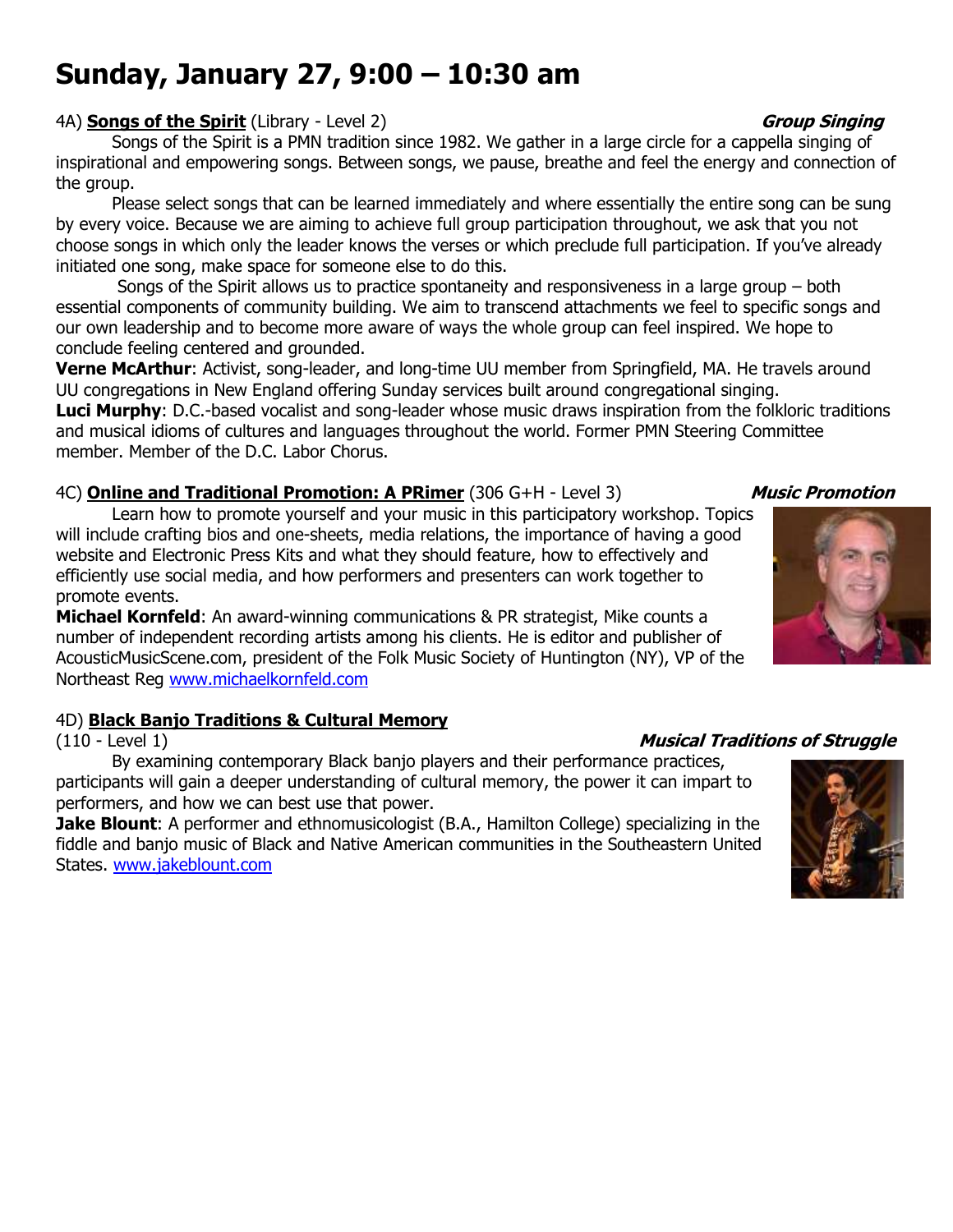# Sunday, January 27, 9:00 – 10:30 am

4A) **Songs of the Spirit** (Library - Level 2) ***Group Singing***

Songs of the Spirit is a PMN tradition since 1982. We gather in a large circle for a cappella singing of inspirational and empowering songs. Between songs, we pause, breathe and feel the energy and connection of the group.

Please select songs that can be learned immediately and where essentially the entire song can be sung by every voice. Because we are aiming to achieve full group participation throughout, we ask that you not choose songs in which only the leader knows the verses or which preclude full participation. If you've already initiated one song, make space for someone else to do this.

Songs of the Spirit allows us to practice spontaneity and responsiveness in a large group – both essential components of community building. We aim to transcend attachments we feel to specific songs and our own leadership and to become more aware of ways the whole group can feel inspired. We hope to conclude feeling centered and grounded.

**Verne McArthur**: Activist, song-leader, and long-time UU member from Springfield, MA. He travels around UU congregations in New England offering Sunday services built around congregational singing.

**Luci Murphy**: D.C.-based vocalist and song-leader whose music draws inspiration from the folkloric traditions and musical idioms of cultures and languages throughout the world. Former PMN Steering Committee member. Member of the D.C. Labor Chorus.

4C) **Online and Traditional Promotion: A PRimer** (306 G+H - Level 3) ***Music Promotion***

Learn how to promote yourself and your music in this participatory workshop. Topics will include crafting bios and one-sheets, media relations, the importance of having a good website and Electronic Press Kits and what they should feature, how to effectively and efficiently use social media, and how performers and presenters can work together to promote events.

**Michael Kornfeld**: An award-winning communications & PR strategist, Mike counts a number of independent recording artists among his clients. He is editor and publisher of AcousticMusicScene.com, president of the Folk Music Society of Huntington (NY), VP of the Northeast Reg www.michaelkornfeld.com

4D) **Black Banjo Traditions & Cultural Memory**
(110 - Level 1) ***Musical Traditions of Struggle***

By examining contemporary Black banjo players and their performance practices, participants will gain a deeper understanding of cultural memory, the power it can impart to performers, and how we can best use that power.

**Jake Blount**: A performer and ethnomusicologist (B.A., Hamilton College) specializing in the fiddle and banjo music of Black and Native American communities in the Southeastern United States. www.jakeblount.com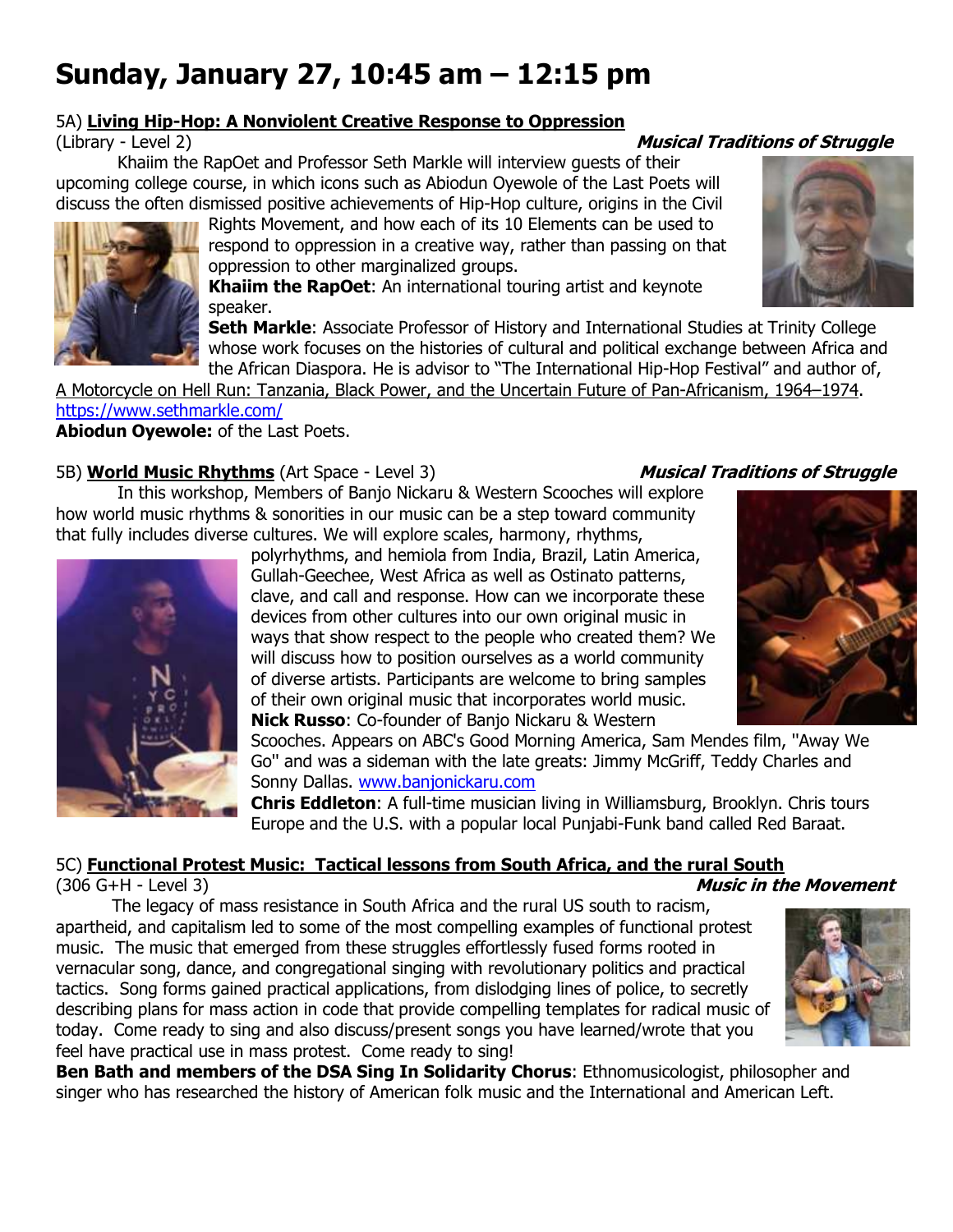# Sunday, January 27, 10:45 am – 12:15 pm

5A) **Living Hip-Hop: A Nonviolent Creative Response to Oppression**
(Library - Level 2) ***Musical Traditions of Struggle***

Khaiim the RapOet and Professor Seth Markle will interview guests of their upcoming college course, in which icons such as Abiodun Oyewole of the Last Poets will discuss the often dismissed positive achievements of Hip-Hop culture, origins in the Civil Rights Movement, and how each of its 10 Elements can be used to respond to oppression in a creative way, rather than passing on that oppression to other marginalized groups.

**Khaiim the RapOet**: An international touring artist and keynote speaker.

**Seth Markle**: Associate Professor of History and International Studies at Trinity College whose work focuses on the histories of cultural and political exchange between Africa and the African Diaspora. He is advisor to "The International Hip-Hop Festival" and author of, A Motorcycle on Hell Run: Tanzania, Black Power, and the Uncertain Future of Pan-Africanism, 1964–1974. https://www.sethmarkle.com/

**Abiodun Oyewole:** of the Last Poets.

5B) **World Music Rhythms** (Art Space - Level 3) ***Musical Traditions of Struggle***

In this workshop, Members of Banjo Nickaru & Western Scooches will explore how world music rhythms & sonorities in our music can be a step toward community that fully includes diverse cultures. We will explore scales, harmony, rhythms, polyrhythms, and hemiola from India, Brazil, Latin America, Gullah-Geechee, West Africa as well as Ostinato patterns, clave, and call and response. How can we incorporate these devices from other cultures into our own original music in ways that show respect to the people who created them? We will discuss how to position ourselves as a world community of diverse artists. Participants are welcome to bring samples of their own original music that incorporates world music.

**Nick Russo**: Co-founder of Banjo Nickaru & Western Scooches. Appears on ABC's Good Morning America, Sam Mendes film, "Away We Go" and was a sideman with the late greats: Jimmy McGriff, Teddy Charles and Sonny Dallas. www.banjonickaru.com

**Chris Eddleton**: A full-time musician living in Williamsburg, Brooklyn. Chris tours Europe and the U.S. with a popular local Punjabi-Funk band called Red Baraat.

5C) **Functional Protest Music: Tactical lessons from South Africa, and the rural South**
(306 G+H - Level 3) ***Music in the Movement***

The legacy of mass resistance in South Africa and the rural US south to racism, apartheid, and capitalism led to some of the most compelling examples of functional protest music. The music that emerged from these struggles effortlessly fused forms rooted in vernacular song, dance, and congregational singing with revolutionary politics and practical tactics. Song forms gained practical applications, from dislodging lines of police, to secretly describing plans for mass action in code that provide compelling templates for radical music of today. Come ready to sing and also discuss/present songs you have learned/wrote that you feel have practical use in mass protest. Come ready to sing!

**Ben Bath and members of the DSA Sing In Solidarity Chorus**: Ethnomusicologist, philosopher and singer who has researched the history of American folk music and the International and American Left.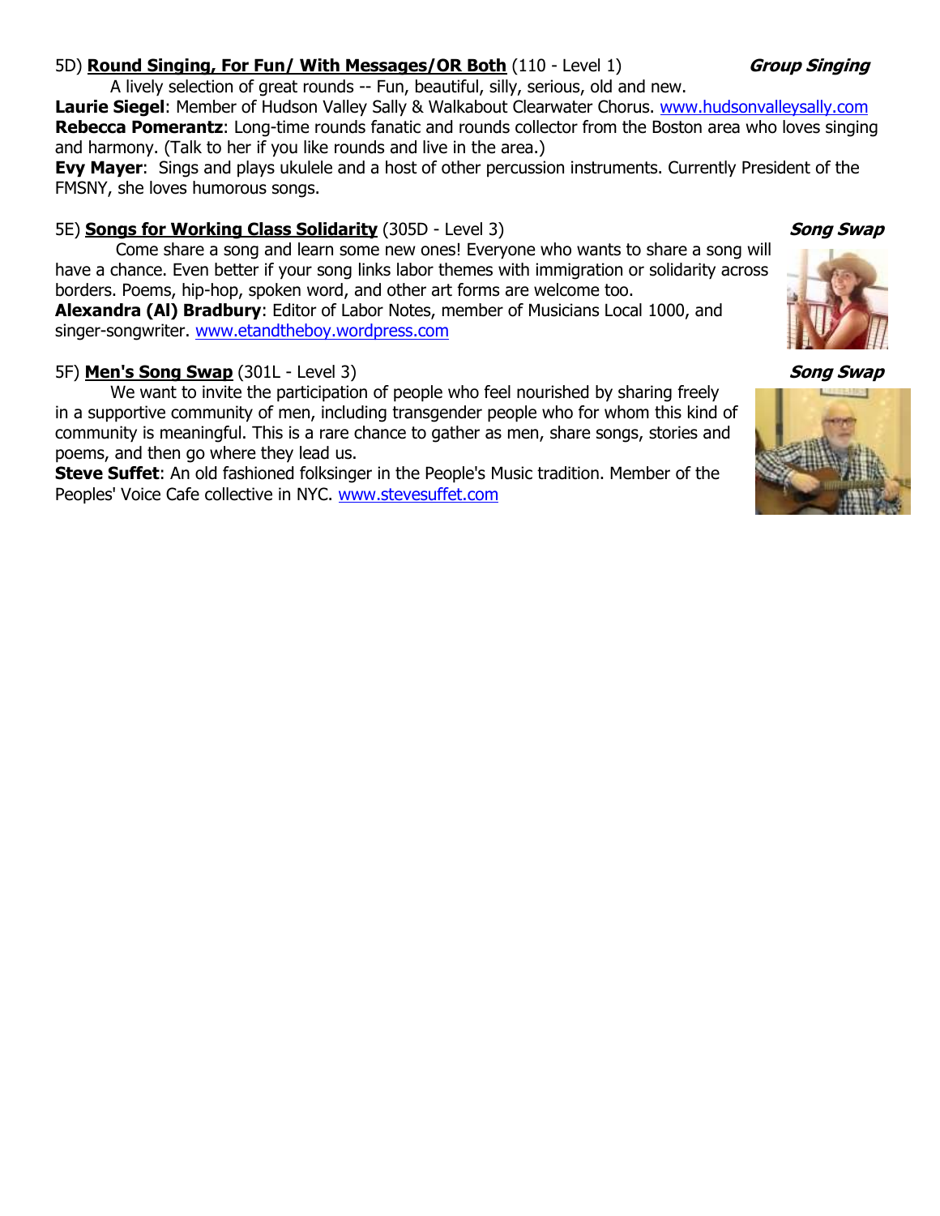5D) **Round Singing, For Fun/ With Messages/OR Both** (110 - Level 1) ***Group Singing***

A lively selection of great rounds -- Fun, beautiful, silly, serious, old and new.

**Laurie Siegel**: Member of Hudson Valley Sally & Walkabout Clearwater Chorus. www.hudsonvalleysally.com

**Rebecca Pomerantz**: Long-time rounds fanatic and rounds collector from the Boston area who loves singing and harmony. (Talk to her if you like rounds and live in the area.)

**Evy Mayer**: Sings and plays ukulele and a host of other percussion instruments. Currently President of the FMSNY, she loves humorous songs.

5E) **Songs for Working Class Solidarity** (305D - Level 3) ***Song Swap***

Come share a song and learn some new ones! Everyone who wants to share a song will have a chance. Even better if your song links labor themes with immigration or solidarity across borders. Poems, hip-hop, spoken word, and other art forms are welcome too.

**Alexandra (Al) Bradbury**: Editor of Labor Notes, member of Musicians Local 1000, and singer-songwriter. www.etandtheboy.wordpress.com

5F) **Men's Song Swap** (301L - Level 3) ***Song Swap***

We want to invite the participation of people who feel nourished by sharing freely in a supportive community of men, including transgender people who for whom this kind of community is meaningful. This is a rare chance to gather as men, share songs, stories and poems, and then go where they lead us.

**Steve Suffet**: An old fashioned folksinger in the People's Music tradition. Member of the Peoples' Voice Cafe collective in NYC. www.stevesuffet.com